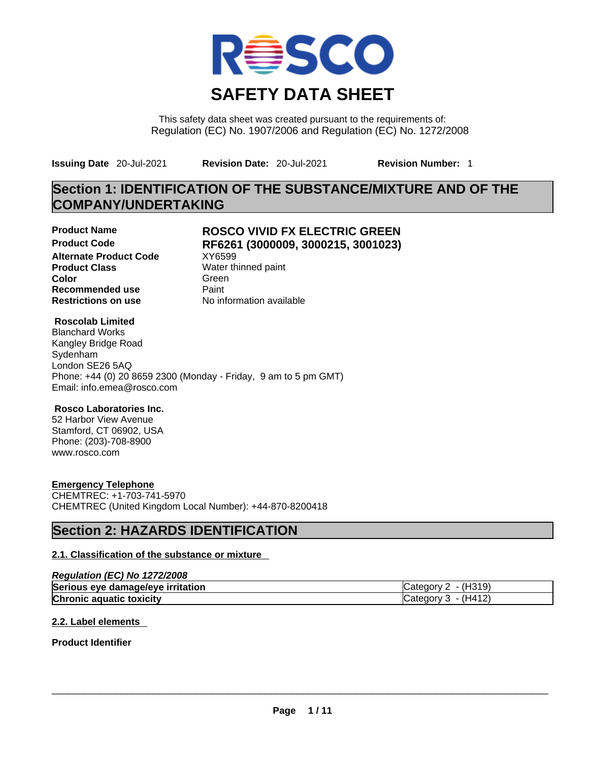# SAFETY DATA SHEET

This safety data sheet was created pursuant to the requirements of:
Regulation (EC) No. 1907/2006 and Regulation (EC) No. 1272/2008

**Issuing Date** 20-Jul-2021 **Revision Date:** 20-Jul-2021 **Revision Number:** 1

## Section 1: IDENTIFICATION OF THE SUBSTANCE/MIXTURE AND OF THE COMPANY/UNDERTAKING

| | |
|---|---|
| **Product Name** | **ROSCO VIVID FX ELECTRIC GREEN** |
| **Product Code** | **RF6261 (3000009, 3000215, 3001023)** |
| **Alternate Product Code** | XY6599 |
| **Product Class** | Water thinned paint |
| **Color** | Green |
| **Recommended use** | Paint |
| **Restrictions on use** | No information available |

**Roscolab Limited**
Blanchard Works
Kangley Bridge Road
Sydenham
London SE26 5AQ
Phone: +44 (0) 20 8659 2300 (Monday - Friday, 9 am to 5 pm GMT)
Email: info.emea@rosco.com

**Rosco Laboratories Inc.**
52 Harbor View Avenue
Stamford, CT 06902, USA
Phone: (203)-708-8900
www.rosco.com

**Emergency Telephone**
CHEMTREC: +1-703-741-5970
CHEMTREC (United Kingdom Local Number): +44-870-8200418

## Section 2: HAZARDS IDENTIFICATION

### 2.1. Classification of the substance or mixture

*Regulation (EC) No 1272/2008*

| | |
|---|---|
| **Serious eye damage/eye irritation** | Category 2 - (H319) |
| **Chronic aquatic toxicity** | Category 3 - (H412) |

### 2.2. Label elements

**Product Identifier**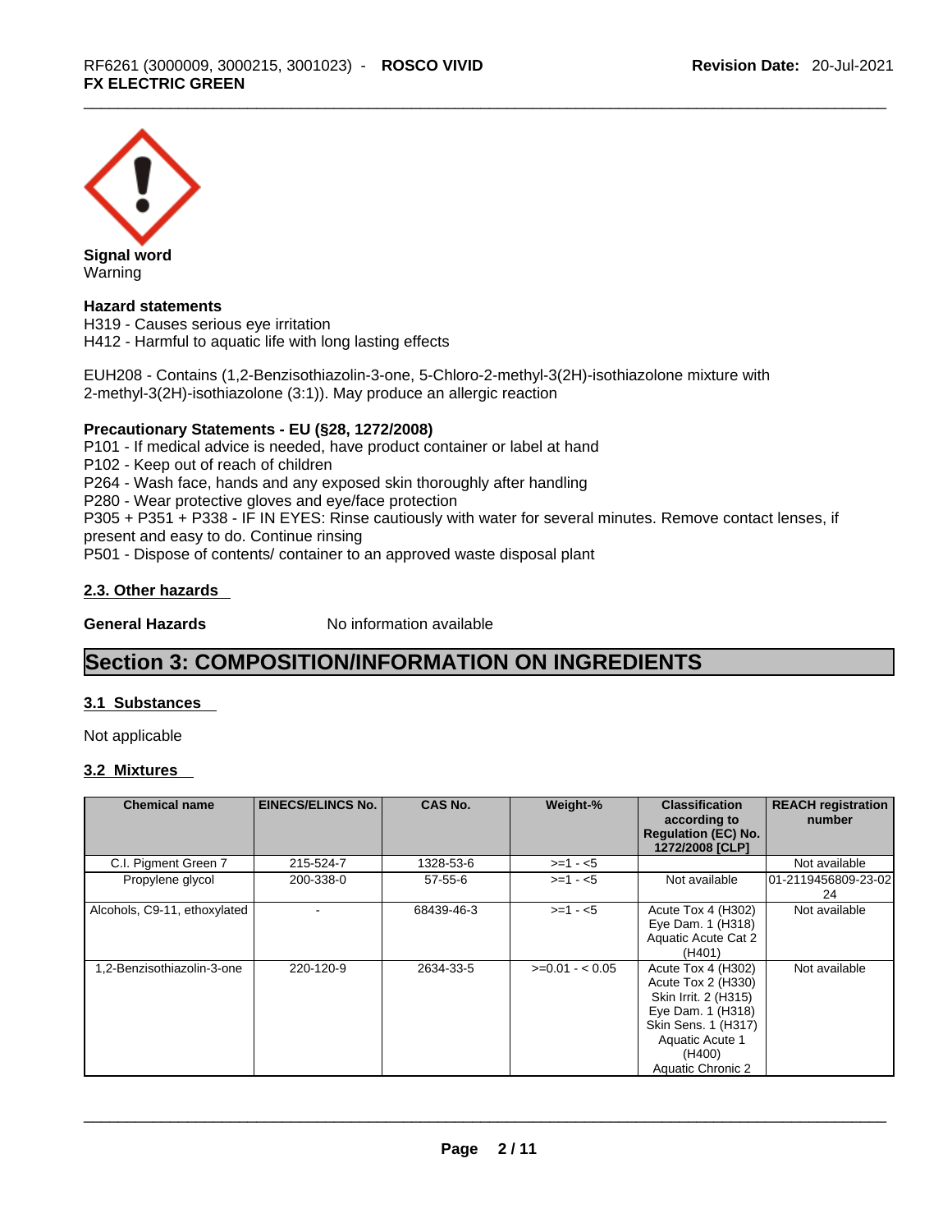**Signal word**
Warning

**Hazard statements**
H319 - Causes serious eye irritation
H412 - Harmful to aquatic life with long lasting effects

EUH208 - Contains (1,2-Benzisothiazolin-3-one, 5-Chloro-2-methyl-3(2H)-isothiazolone mixture with 2-methyl-3(2H)-isothiazolone (3:1)). May produce an allergic reaction

**Precautionary Statements - EU (§28, 1272/2008)**
P101 - If medical advice is needed, have product container or label at hand
P102 - Keep out of reach of children
P264 - Wash face, hands and any exposed skin thoroughly after handling
P280 - Wear protective gloves and eye/face protection
P305 + P351 + P338 - IF IN EYES: Rinse cautiously with water for several minutes. Remove contact lenses, if present and easy to do. Continue rinsing
P501 - Dispose of contents/ container to an approved waste disposal plant

### 2.3. Other hazards

**General Hazards** No information available

## Section 3: COMPOSITION/INFORMATION ON INGREDIENTS

### 3.1 Substances

Not applicable

### 3.2 Mixtures

| Chemical name | EINECS/ELINCS No. | CAS No. | Weight-% | Classification according to Regulation (EC) No. 1272/2008 [CLP] | REACH registration number |
|---|---|---|---|---|---|
| C.I. Pigment Green 7 | 215-524-7 | 1328-53-6 | >=1 - <5 | | Not available |
| Propylene glycol | 200-338-0 | 57-55-6 | >=1 - <5 | Not available | 01-2119456809-23-0224 |
| Alcohols, C9-11, ethoxylated | - | 68439-46-3 | >=1 - <5 | Acute Tox 4 (H302) Eye Dam. 1 (H318) Aquatic Acute Cat 2 (H401) | Not available |
| 1,2-Benzisothiazolin-3-one | 220-120-9 | 2634-33-5 | >=0.01 - < 0.05 | Acute Tox 4 (H302) Acute Tox 2 (H330) Skin Irrit. 2 (H315) Eye Dam. 1 (H318) Skin Sens. 1 (H317) Aquatic Acute 1 (H400) Aquatic Chronic 2 | Not available |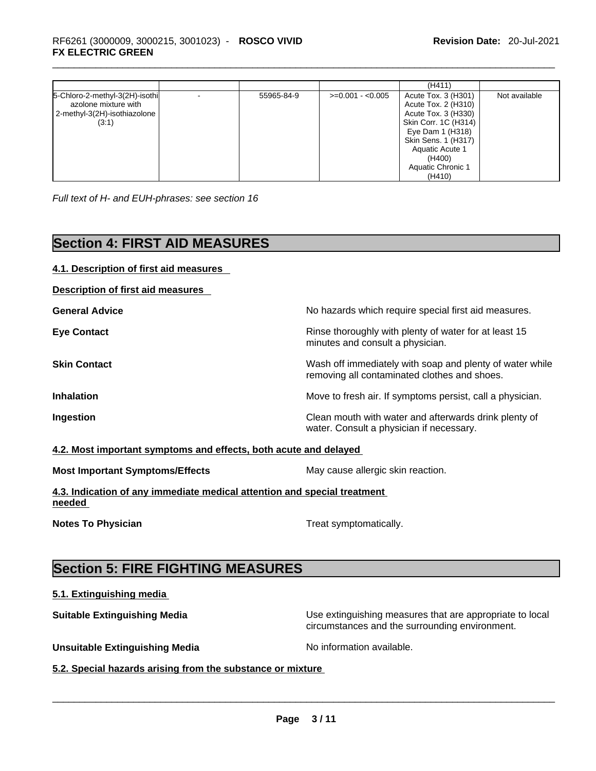| | | | | (H411) | |
|---|---|---|---|---|---|
| 5-Chloro-2-methyl-3(2H)-isothiazolone mixture with 2-methyl-3(2H)-isothiazolone (3:1) | - | 55965-84-9 | >=0.001 - <0.005 | Acute Tox. 3 (H301) Acute Tox. 2 (H310) Acute Tox. 3 (H330) Skin Corr. 1C (H314) Eye Dam 1 (H318) Skin Sens. 1 (H317) Aquatic Acute 1 (H400) Aquatic Chronic 1 (H410) | Not available |

*Full text of H- and EUH-phrases: see section 16*

# Section 4: FIRST AID MEASURES

## 4.1. Description of first aid measures

**Description of first aid measures**

**General Advice**: No hazards which require special first aid measures.

**Eye Contact**: Rinse thoroughly with plenty of water for at least 15 minutes and consult a physician.

**Skin Contact**: Wash off immediately with soap and plenty of water while removing all contaminated clothes and shoes.

**Inhalation**: Move to fresh air. If symptoms persist, call a physician.

**Ingestion**: Clean mouth with water and afterwards drink plenty of water. Consult a physician if necessary.

## 4.2. Most important symptoms and effects, both acute and delayed

**Most Important Symptoms/Effects**: May cause allergic skin reaction.

## 4.3. Indication of any immediate medical attention and special treatment needed

**Notes To Physician**: Treat symptomatically.

# Section 5: FIRE FIGHTING MEASURES

## 5.1. Extinguishing media

**Suitable Extinguishing Media**: Use extinguishing measures that are appropriate to local circumstances and the surrounding environment.

**Unsuitable Extinguishing Media**: No information available.

## 5.2. Special hazards arising from the substance or mixture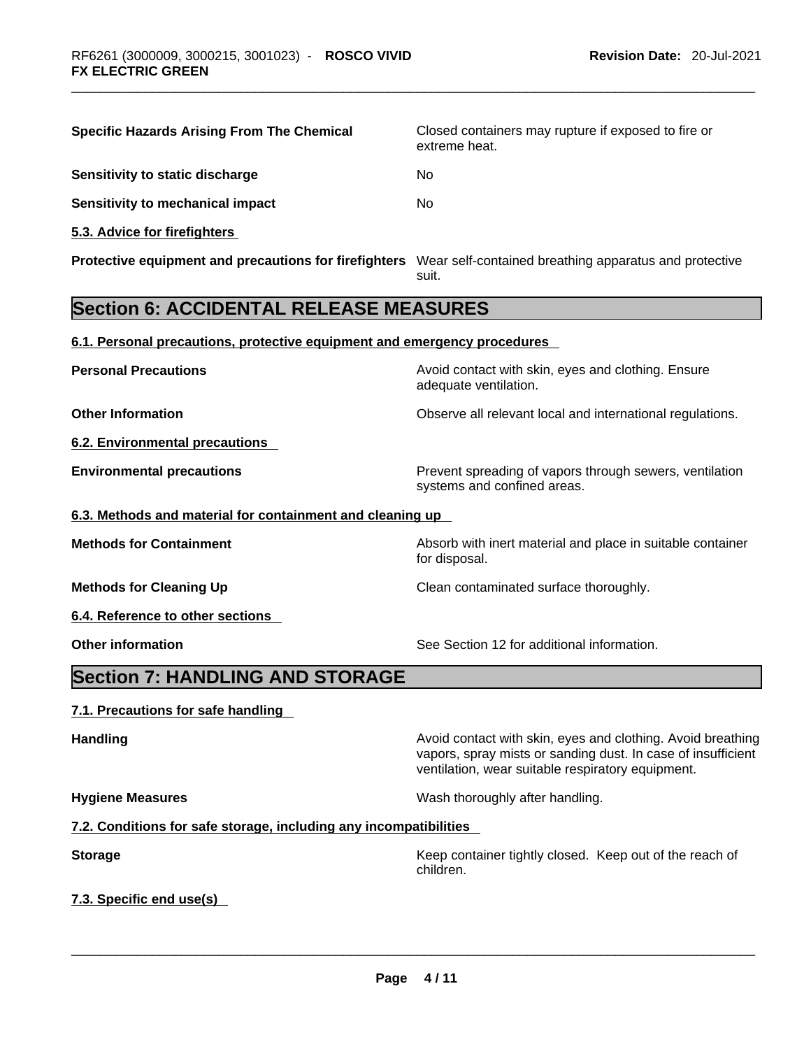| | |
|---|---|
| **Specific Hazards Arising From The Chemical** | Closed containers may rupture if exposed to fire or extreme heat. |
| **Sensitivity to static discharge** | No |
| **Sensitivity to mechanical impact** | No |

**5.3. Advice for firefighters**

| | |
|---|---|
| **Protective equipment and precautions for firefighters** | Wear self-contained breathing apparatus and protective suit. |

## Section 6: ACCIDENTAL RELEASE MEASURES

**6.1. Personal precautions, protective equipment and emergency procedures**

| | |
|---|---|
| **Personal Precautions** | Avoid contact with skin, eyes and clothing. Ensure adequate ventilation. |
| **Other Information** | Observe all relevant local and international regulations. |

**6.2. Environmental precautions**

| | |
|---|---|
| **Environmental precautions** | Prevent spreading of vapors through sewers, ventilation systems and confined areas. |

**6.3. Methods and material for containment and cleaning up**

| | |
|---|---|
| **Methods for Containment** | Absorb with inert material and place in suitable container for disposal. |
| **Methods for Cleaning Up** | Clean contaminated surface thoroughly. |

**6.4. Reference to other sections**

| | |
|---|---|
| **Other information** | See Section 12 for additional information. |

## Section 7: HANDLING AND STORAGE

**7.1. Precautions for safe handling**

| | |
|---|---|
| **Handling** | Avoid contact with skin, eyes and clothing. Avoid breathing vapors, spray mists or sanding dust. In case of insufficient ventilation, wear suitable respiratory equipment. |
| **Hygiene Measures** | Wash thoroughly after handling. |

**7.2. Conditions for safe storage, including any incompatibilities**

| | |
|---|---|
| **Storage** | Keep container tightly closed. Keep out of the reach of children. |

**7.3. Specific end use(s)**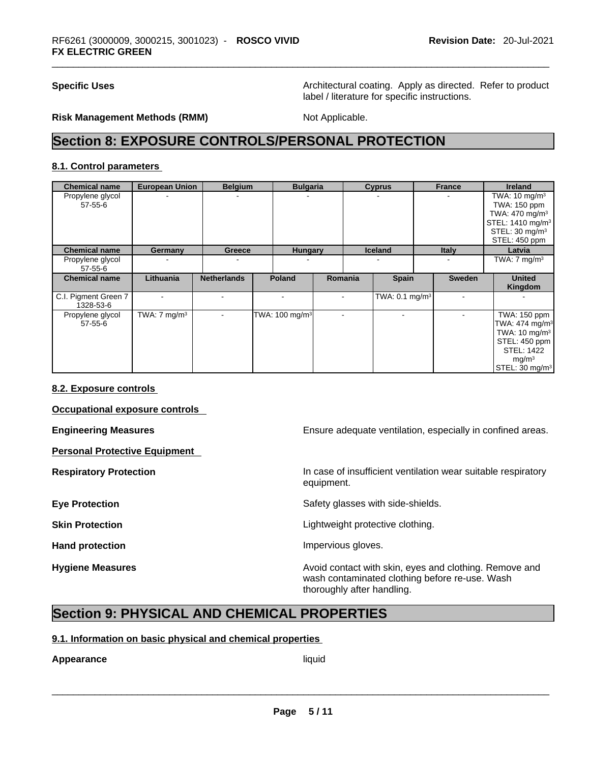**Specific Uses** Architectural coating. Apply as directed. Refer to product label / literature for specific instructions.

**Risk Management Methods (RMM)** Not Applicable.

# Section 8: EXPOSURE CONTROLS/PERSONAL PROTECTION

## 8.1. Control parameters

| Chemical name | European Union | Belgium | Bulgaria | Cyprus | France | Ireland |
|---|---|---|---|---|---|---|
| Propylene glycol 57-55-6 | - | - | - | - | - | TWA: 10 mg/m³ TWA: 150 ppm TWA: 470 mg/m³ STEL: 1410 mg/m³ STEL: 30 mg/m³ STEL: 450 ppm |

| Chemical name | Germany | Greece | Hungary | Iceland | Italy | Latvia |
|---|---|---|---|---|---|---|
| Propylene glycol 57-55-6 | - | - | - | - | - | TWA: 7 mg/m³ |

| Chemical name | Lithuania | Netherlands | Poland | Romania | Spain | Sweden | United Kingdom |
|---|---|---|---|---|---|---|---|
| C.I. Pigment Green 7 1328-53-6 | - | - | - | - | TWA: 0.1 mg/m³ | - | - |
| Propylene glycol 57-55-6 | TWA: 7 mg/m³ | - | TWA: 100 mg/m³ | - | - | - | TWA: 150 ppm TWA: 474 mg/m³ TWA: 10 mg/m³ STEL: 450 ppm STEL: 1422 mg/m³ STEL: 30 mg/m³ |

## 8.2. Exposure controls

**Occupational exposure controls**

**Engineering Measures** Ensure adequate ventilation, especially in confined areas.

**Personal Protective Equipment**

**Respiratory Protection** In case of insufficient ventilation wear suitable respiratory equipment.

**Eye Protection** Safety glasses with side-shields.

**Skin Protection** Lightweight protective clothing.

**Hand protection** Impervious gloves.

**Hygiene Measures** Avoid contact with skin, eyes and clothing. Remove and wash contaminated clothing before re-use. Wash thoroughly after handling.

# Section 9: PHYSICAL AND CHEMICAL PROPERTIES

## 9.1. Information on basic physical and chemical properties

**Appearance** liquid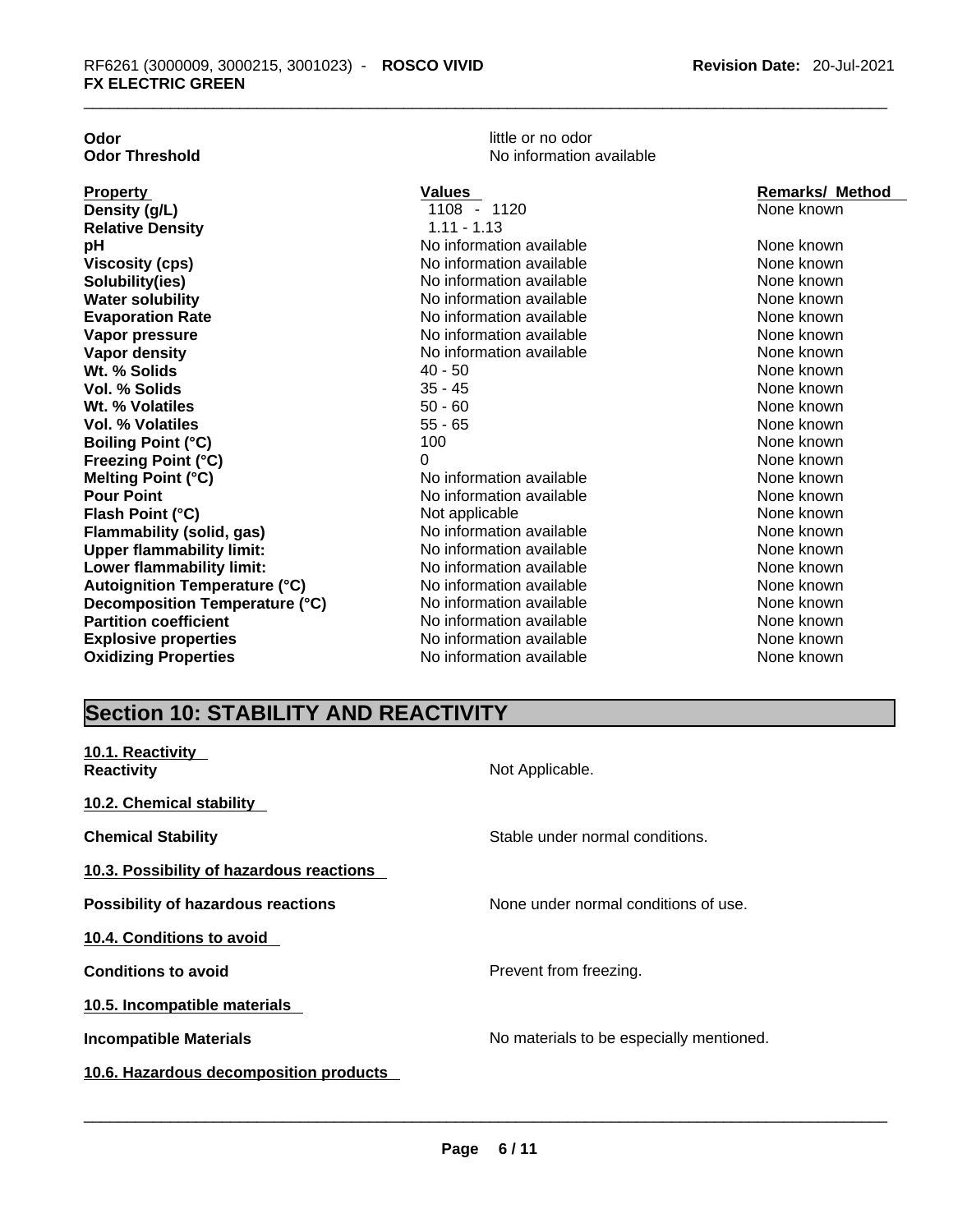| | |
|---|---|
| **Odor** | little or no odor |
| **Odor Threshold** | No information available |

| **Property** | **Values** | **Remarks/ Method** |
|---|---|---|
| **Density (g/L)** | 1108 - 1120 | None known |
| **Relative Density** | 1.11 - 1.13 | |
| **pH** | No information available | None known |
| **Viscosity (cps)** | No information available | None known |
| **Solubility(ies)** | No information available | None known |
| **Water solubility** | No information available | None known |
| **Evaporation Rate** | No information available | None known |
| **Vapor pressure** | No information available | None known |
| **Vapor density** | No information available | None known |
| **Wt. % Solids** | 40 - 50 | None known |
| **Vol. % Solids** | 35 - 45 | None known |
| **Wt. % Volatiles** | 50 - 60 | None known |
| **Vol. % Volatiles** | 55 - 65 | None known |
| **Boiling Point (°C)** | 100 | None known |
| **Freezing Point (°C)** | 0 | None known |
| **Melting Point (°C)** | No information available | None known |
| **Pour Point** | No information available | None known |
| **Flash Point (°C)** | Not applicable | None known |
| **Flammability (solid, gas)** | No information available | None known |
| **Upper flammability limit:** | No information available | None known |
| **Lower flammability limit:** | No information available | None known |
| **Autoignition Temperature (°C)** | No information available | None known |
| **Decomposition Temperature (°C)** | No information available | None known |
| **Partition coefficient** | No information available | None known |
| **Explosive properties** | No information available | None known |
| **Oxidizing Properties** | No information available | None known |

## Section 10: STABILITY AND REACTIVITY

**10.1. Reactivity**

**Reactivity** Not Applicable.

**10.2. Chemical stability**

**Chemical Stability** Stable under normal conditions.

**10.3. Possibility of hazardous reactions**

**Possibility of hazardous reactions** None under normal conditions of use.

**10.4. Conditions to avoid**

**Conditions to avoid** Prevent from freezing.

**10.5. Incompatible materials**

**Incompatible Materials** No materials to be especially mentioned.

**10.6. Hazardous decomposition products**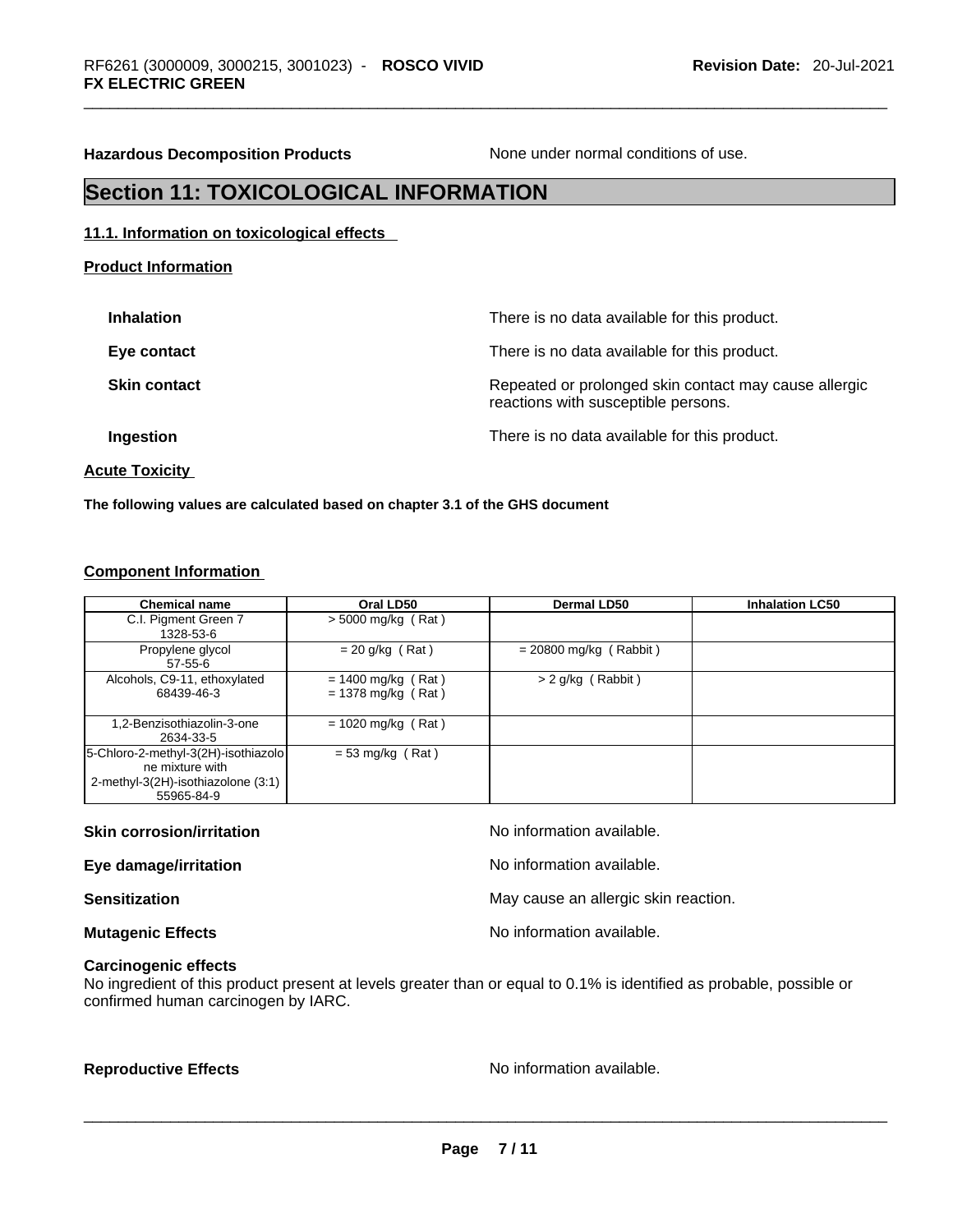**Hazardous Decomposition Products** None under normal conditions of use.

## Section 11: TOXICOLOGICAL INFORMATION

### 11.1. Information on toxicological effects

**Product Information**

**Inhalation** There is no data available for this product.

**Eye contact** There is no data available for this product.

**Skin contact** Repeated or prolonged skin contact may cause allergic reactions with susceptible persons.

**Ingestion** There is no data available for this product.

**Acute Toxicity**

**The following values are calculated based on chapter 3.1 of the GHS document**

**Component Information**

| Chemical name | Oral LD50 | Dermal LD50 | Inhalation LC50 |
|---|---|---|---|
| C.I. Pigment Green 7<br>1328-53-6 | > 5000 mg/kg ( Rat ) | | |
| Propylene glycol<br>57-55-6 | = 20 g/kg ( Rat ) | = 20800 mg/kg ( Rabbit ) | |
| Alcohols, C9-11, ethoxylated<br>68439-46-3 | = 1400 mg/kg ( Rat )<br>= 1378 mg/kg ( Rat ) | > 2 g/kg ( Rabbit ) | |
| 1,2-Benzisothiazolin-3-one<br>2634-33-5 | = 1020 mg/kg ( Rat ) | | |
| 5-Chloro-2-methyl-3(2H)-isothiazolone mixture with 2-methyl-3(2H)-isothiazolone (3:1)<br>55965-84-9 | = 53 mg/kg ( Rat ) | | |

**Skin corrosion/irritation** No information available.

**Eye damage/irritation** No information available.

**Sensitization** May cause an allergic skin reaction.

**Mutagenic Effects** No information available.

**Carcinogenic effects**

No ingredient of this product present at levels greater than or equal to 0.1% is identified as probable, possible or confirmed human carcinogen by IARC.

**Reproductive Effects** No information available.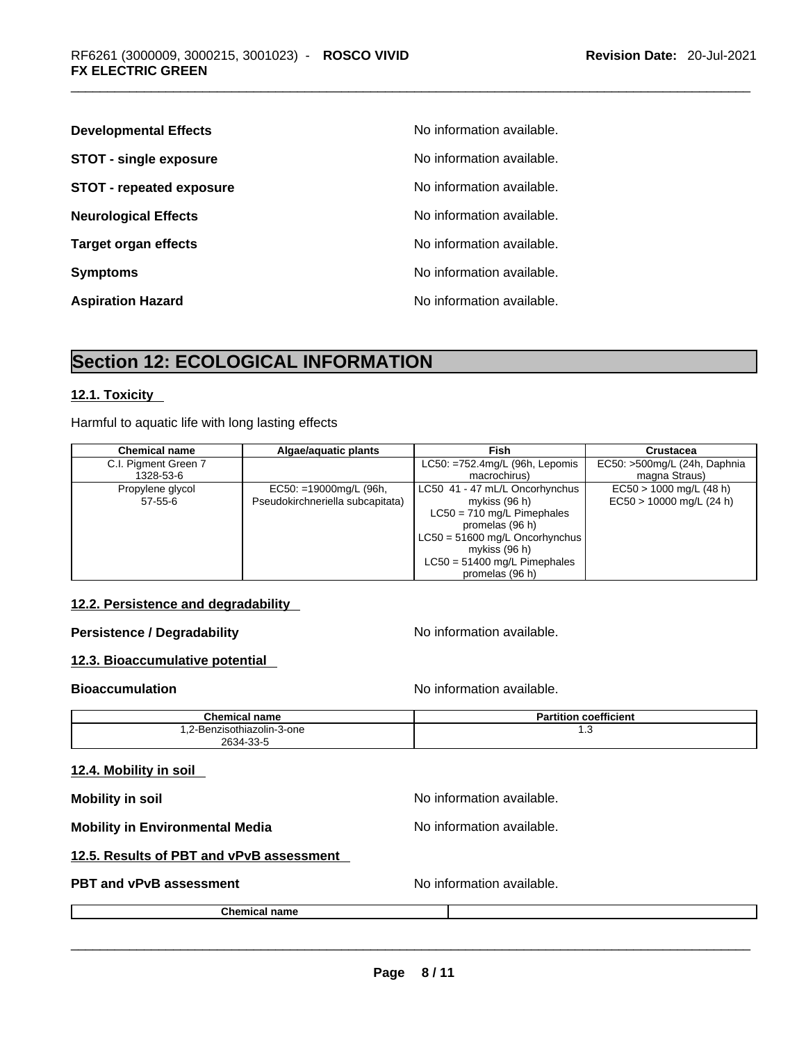**Developmental Effects** No information available.

**STOT - single exposure** No information available.

**STOT - repeated exposure** No information available.

**Neurological Effects** No information available.

**Target organ effects** No information available.

**Symptoms** No information available.

**Aspiration Hazard** No information available.

# Section 12: ECOLOGICAL INFORMATION

## 12.1. Toxicity

Harmful to aquatic life with long lasting effects

| Chemical name | Algae/aquatic plants | Fish | Crustacea |
|---|---|---|---|
| C.I. Pigment Green 7<br>1328-53-6 | | LC50: =752.4mg/L (96h, Lepomis macrochirus) | EC50: >500mg/L (24h, Daphnia magna Straus) |
| Propylene glycol<br>57-55-6 | EC50: =19000mg/L (96h, Pseudokirchneriella subcapitata) | LC50 41 - 47 mL/L Oncorhynchus mykiss (96 h)<br>LC50 = 710 mg/L Pimephales promelas (96 h)<br>LC50 = 51600 mg/L Oncorhynchus mykiss (96 h)<br>LC50 = 51400 mg/L Pimephales promelas (96 h) | EC50 > 1000 mg/L (48 h)<br>EC50 > 10000 mg/L (24 h) |

## 12.2. Persistence and degradability

**Persistence / Degradability** No information available.

## 12.3. Bioaccumulative potential

**Bioaccumulation** No information available.

| Chemical name | Partition coefficient |
|---|---|
| 1,2-Benzisothiazolin-3-one<br>2634-33-5 | 1.3 |

## 12.4. Mobility in soil

**Mobility in soil** No information available.

**Mobility in Environmental Media** No information available.

## 12.5. Results of PBT and vPvB assessment

**PBT and vPvB assessment** No information available.

| Chemical name | |
|---|---|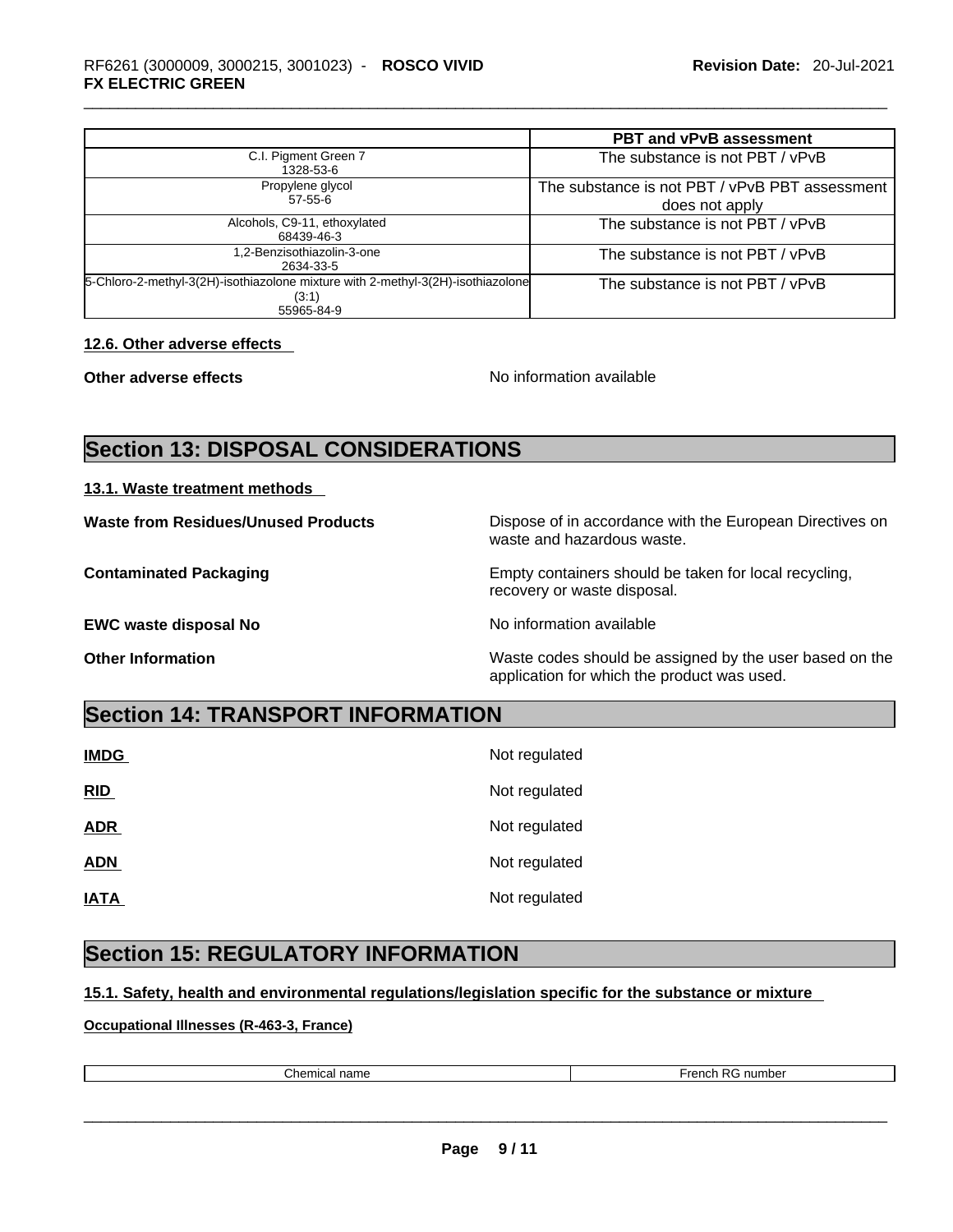| | PBT and vPvB assessment |
|---|---|
| C.I. Pigment Green 7<br>1328-53-6 | The substance is not PBT / vPvB |
| Propylene glycol<br>57-55-6 | The substance is not PBT / vPvB PBT assessment does not apply |
| Alcohols, C9-11, ethoxylated<br>68439-46-3 | The substance is not PBT / vPvB |
| 1,2-Benzisothiazolin-3-one<br>2634-33-5 | The substance is not PBT / vPvB |
| 5-Chloro-2-methyl-3(2H)-isothiazolone mixture with 2-methyl-3(2H)-isothiazolone (3:1)<br>55965-84-9 | The substance is not PBT / vPvB |

**12.6. Other adverse effects**

**Other adverse effects** No information available

# Section 13: DISPOSAL CONSIDERATIONS

**13.1. Waste treatment methods**

**Waste from Residues/Unused Products** Dispose of in accordance with the European Directives on waste and hazardous waste.

**Contaminated Packaging** Empty containers should be taken for local recycling, recovery or waste disposal.

**EWC waste disposal No** No information available

**Other Information** Waste codes should be assigned by the user based on the application for which the product was used.

# Section 14: TRANSPORT INFORMATION

**IMDG** Not regulated

**RID** Not regulated

**ADR** Not regulated

**ADN** Not regulated

**IATA** Not regulated

# Section 15: REGULATORY INFORMATION

**15.1. Safety, health and environmental regulations/legislation specific for the substance or mixture**

**Occupational Illnesses (R-463-3, France)**

| Chemical name | French RG number |
|---|---|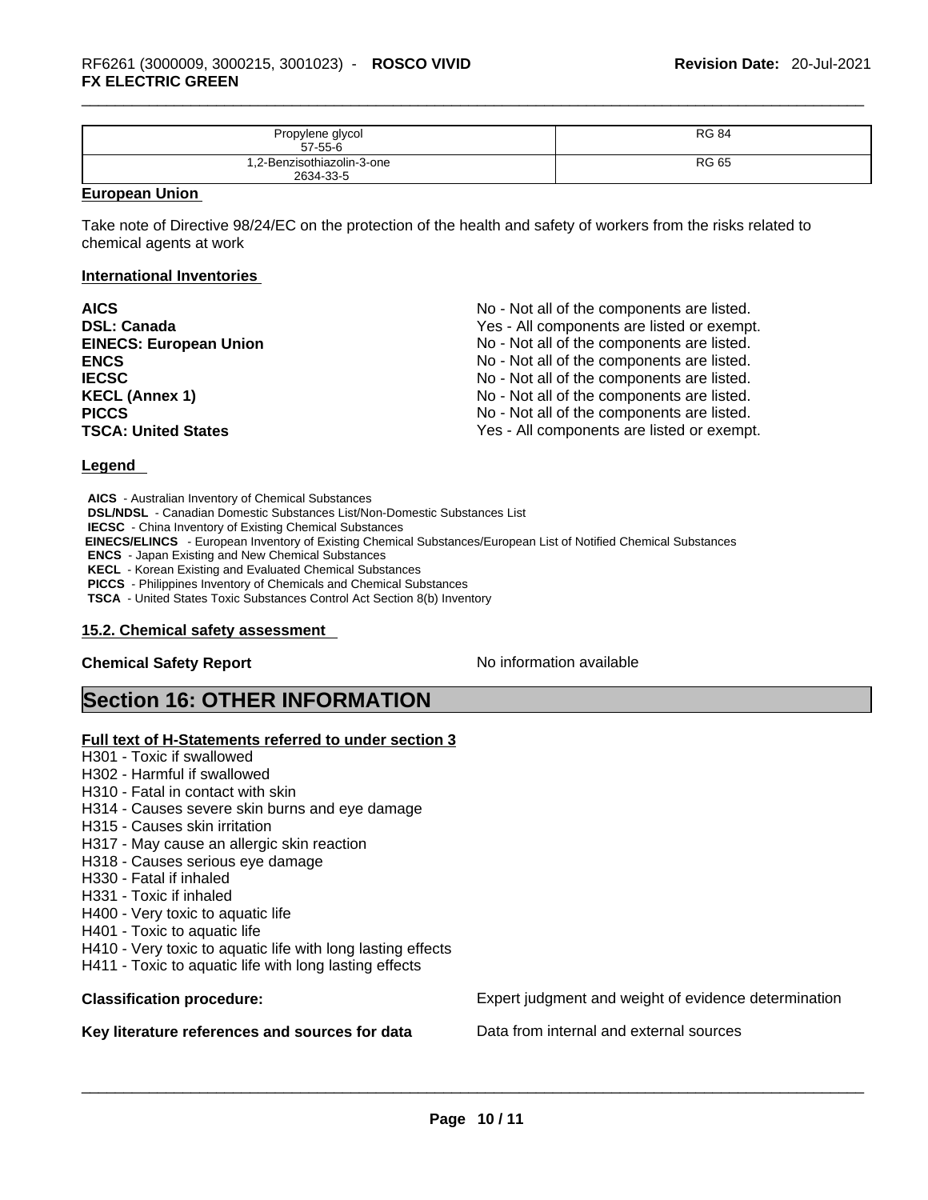| Propylene glycol<br>57-55-6 | RG 84 |
| --- | --- |
| 1,2-Benzisothiazolin-3-one<br>2634-33-5 | RG 65 |

**European Union**

Take note of Directive 98/24/EC on the protection of the health and safety of workers from the risks related to chemical agents at work

**International Inventories**

| | |
| --- | --- |
| **AICS** | No - Not all of the components are listed. |
| **DSL: Canada** | Yes - All components are listed or exempt. |
| **EINECS: European Union** | No - Not all of the components are listed. |
| **ENCS** | No - Not all of the components are listed. |
| **IECSC** | No - Not all of the components are listed. |
| **KECL (Annex 1)** | No - Not all of the components are listed. |
| **PICCS** | No - Not all of the components are listed. |
| **TSCA: United States** | Yes - All components are listed or exempt. |

**Legend**

**AICS** - Australian Inventory of Chemical Substances
**DSL/NDSL** - Canadian Domestic Substances List/Non-Domestic Substances List
**IECSC** - China Inventory of Existing Chemical Substances
**EINECS/ELINCS** - European Inventory of Existing Chemical Substances/European List of Notified Chemical Substances
**ENCS** - Japan Existing and New Chemical Substances
**KECL** - Korean Existing and Evaluated Chemical Substances
**PICCS** - Philippines Inventory of Chemicals and Chemical Substances
**TSCA** - United States Toxic Substances Control Act Section 8(b) Inventory

**15.2. Chemical safety assessment**

**Chemical Safety Report** No information available

# Section 16: OTHER INFORMATION

**Full text of H-Statements referred to under section 3**

H301 - Toxic if swallowed
H302 - Harmful if swallowed
H310 - Fatal in contact with skin
H314 - Causes severe skin burns and eye damage
H315 - Causes skin irritation
H317 - May cause an allergic skin reaction
H318 - Causes serious eye damage
H330 - Fatal if inhaled
H331 - Toxic if inhaled
H400 - Very toxic to aquatic life
H401 - Toxic to aquatic life
H410 - Very toxic to aquatic life with long lasting effects
H411 - Toxic to aquatic life with long lasting effects

**Classification procedure:** Expert judgment and weight of evidence determination

**Key literature references and sources for data** Data from internal and external sources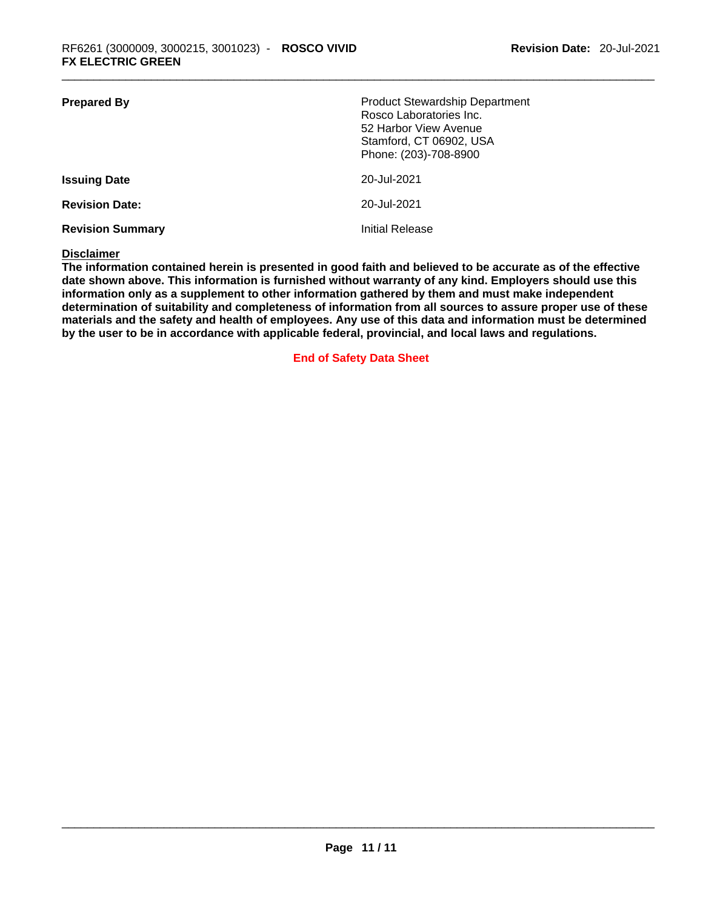| | |
|---|---|
| **Prepared By** | Product Stewardship Department<br>Rosco Laboratories Inc.<br>52 Harbor View Avenue<br>Stamford, CT 06902, USA<br>Phone: (203)-708-8900 |
| **Issuing Date** | 20-Jul-2021 |
| **Revision Date:** | 20-Jul-2021 |
| **Revision Summary** | Initial Release |

**Disclaimer**

**The information contained herein is presented in good faith and believed to be accurate as of the effective date shown above. This information is furnished without warranty of any kind. Employers should use this information only as a supplement to other information gathered by them and must make independent determination of suitability and completeness of information from all sources to assure proper use of these materials and the safety and health of employees. Any use of this data and information must be determined by the user to be in accordance with applicable federal, provincial, and local laws and regulations.**

**End of Safety Data Sheet**